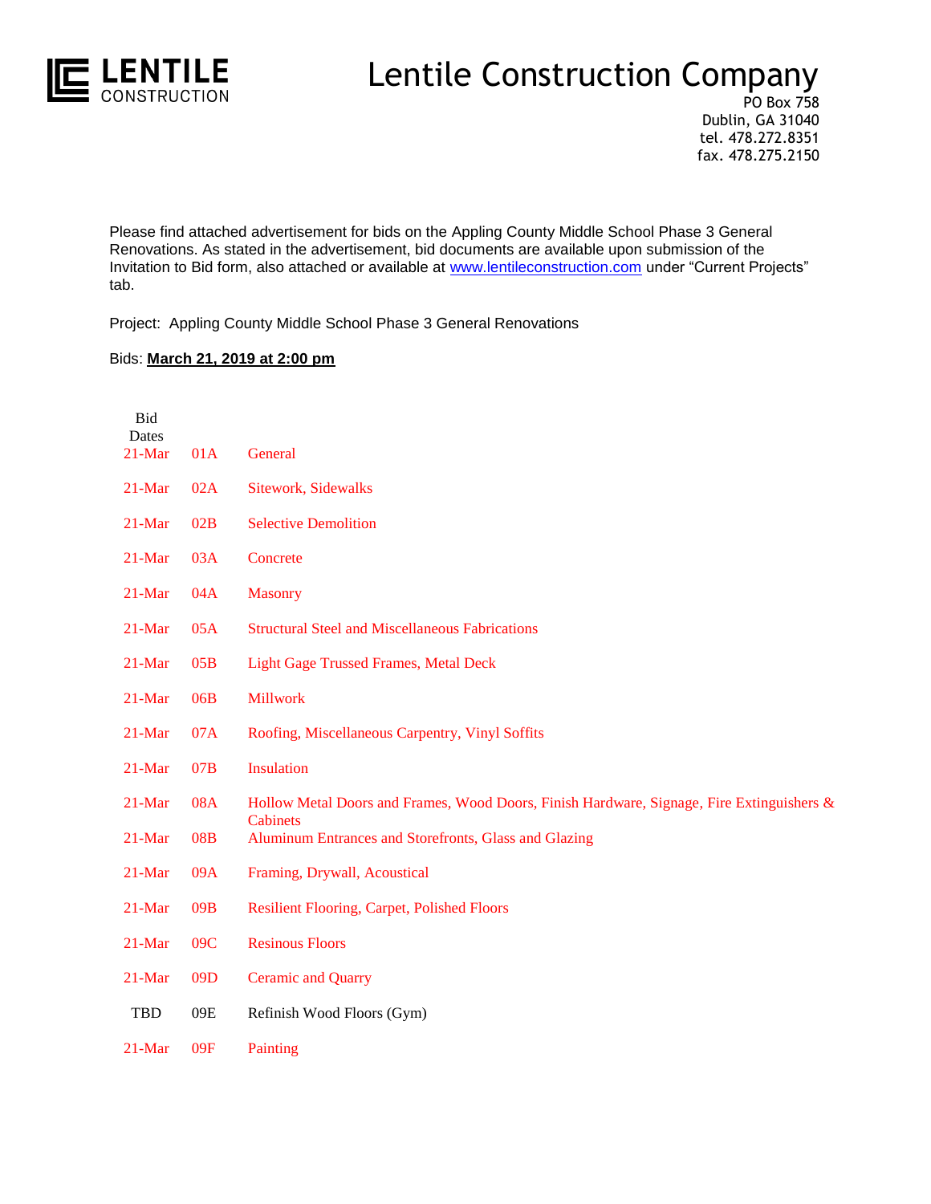**LENTILE** CONSTRUCTION

# Lentile Construction Company

PO Box 758
Dublin, GA 31040
tel. 478.272.8351
fax. 478.275.2150

Please find attached advertisement for bids on the Appling County Middle School Phase 3 General Renovations. As stated in the advertisement, bid documents are available upon submission of the Invitation to Bid form, also attached or available at www.lentileconstruction.com under "Current Projects" tab.

Project: Appling County Middle School Phase 3 General Renovations

Bids: **March 21, 2019 at 2:00 pm**

| Bid Dates | | |
|---|---|---|
| 21-Mar | 01A | General |
| 21-Mar | 02A | Sitework, Sidewalks |
| 21-Mar | 02B | Selective Demolition |
| 21-Mar | 03A | Concrete |
| 21-Mar | 04A | Masonry |
| 21-Mar | 05A | Structural Steel and Miscellaneous Fabrications |
| 21-Mar | 05B | Light Gage Trussed Frames, Metal Deck |
| 21-Mar | 06B | Millwork |
| 21-Mar | 07A | Roofing, Miscellaneous Carpentry, Vinyl Soffits |
| 21-Mar | 07B | Insulation |
| 21-Mar | 08A | Hollow Metal Doors and Frames, Wood Doors, Finish Hardware, Signage, Fire Extinguishers & Cabinets |
| 21-Mar | 08B | Aluminum Entrances and Storefronts, Glass and Glazing |
| 21-Mar | 09A | Framing, Drywall, Acoustical |
| 21-Mar | 09B | Resilient Flooring, Carpet, Polished Floors |
| 21-Mar | 09C | Resinous Floors |
| 21-Mar | 09D | Ceramic and Quarry |
| TBD | 09E | Refinish Wood Floors (Gym) |
| 21-Mar | 09F | Painting |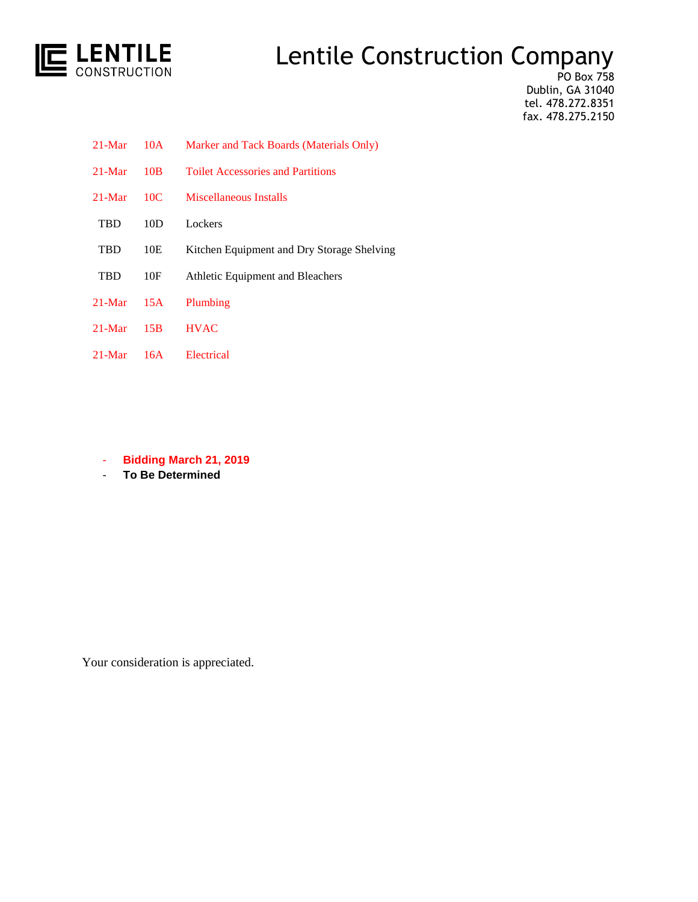# Lentile Construction Company

PO Box 758
Dublin, GA 31040
tel. 478.272.8351
fax. 478.275.2150

| | | |
|---|---|---|
| 21-Mar | 10A | Marker and Tack Boards (Materials Only) |
| 21-Mar | 10B | Toilet Accessories and Partitions |
| 21-Mar | 10C | Miscellaneous Installs |
| TBD | 10D | Lockers |
| TBD | 10E | Kitchen Equipment and Dry Storage Shelving |
| TBD | 10F | Athletic Equipment and Bleachers |
| 21-Mar | 15A | Plumbing |
| 21-Mar | 15B | HVAC |
| 21-Mar | 16A | Electrical |

- **Bidding March 21, 2019**
- **To Be Determined**

Your consideration is appreciated.